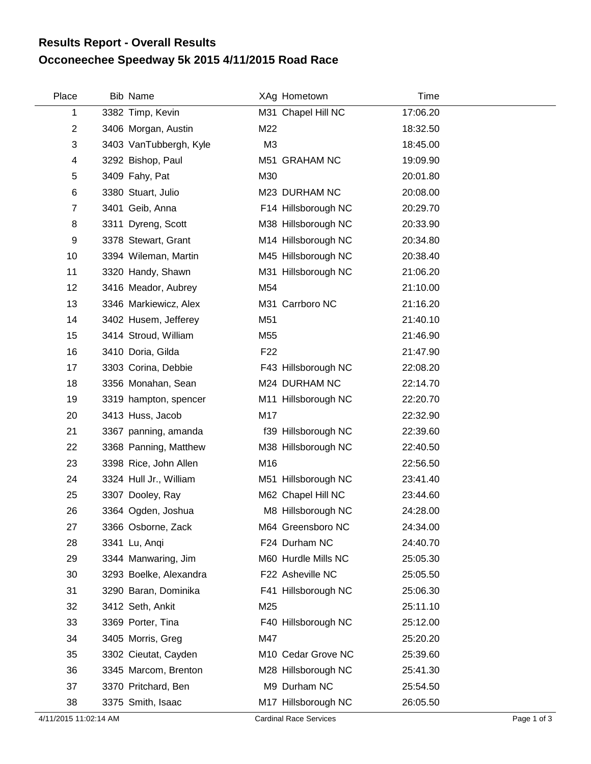# Results Report - Overall Results
# Occoneechee Speedway 5k 2015 4/11/2015 Road Race

| Place | Bib | Name | XAg | Hometown | Time |
|---|---|---|---|---|---|
| 1 | 3382 | Timp, Kevin | M31 | Chapel Hill NC | 17:06.20 |
| 2 | 3406 | Morgan, Austin | M22 | | 18:32.50 |
| 3 | 3403 | VanTubbergh, Kyle | M3 | | 18:45.00 |
| 4 | 3292 | Bishop, Paul | M51 | GRAHAM NC | 19:09.90 |
| 5 | 3409 | Fahy, Pat | M30 | | 20:01.80 |
| 6 | 3380 | Stuart, Julio | M23 | DURHAM NC | 20:08.00 |
| 7 | 3401 | Geib, Anna | F14 | Hillsborough NC | 20:29.70 |
| 8 | 3311 | Dyreng, Scott | M38 | Hillsborough NC | 20:33.90 |
| 9 | 3378 | Stewart, Grant | M14 | Hillsborough NC | 20:34.80 |
| 10 | 3394 | Wileman, Martin | M45 | Hillsborough NC | 20:38.40 |
| 11 | 3320 | Handy, Shawn | M31 | Hillsborough NC | 21:06.20 |
| 12 | 3416 | Meador, Aubrey | M54 | | 21:10.00 |
| 13 | 3346 | Markiewicz, Alex | M31 | Carrboro NC | 21:16.20 |
| 14 | 3402 | Husem, Jefferey | M51 | | 21:40.10 |
| 15 | 3414 | Stroud, William | M55 | | 21:46.90 |
| 16 | 3410 | Doria, Gilda | F22 | | 21:47.90 |
| 17 | 3303 | Corina, Debbie | F43 | Hillsborough NC | 22:08.20 |
| 18 | 3356 | Monahan, Sean | M24 | DURHAM NC | 22:14.70 |
| 19 | 3319 | hampton, spencer | M11 | Hillsborough NC | 22:20.70 |
| 20 | 3413 | Huss, Jacob | M17 | | 22:32.90 |
| 21 | 3367 | panning, amanda | f39 | Hillsborough NC | 22:39.60 |
| 22 | 3368 | Panning, Matthew | M38 | Hillsborough NC | 22:40.50 |
| 23 | 3398 | Rice, John Allen | M16 | | 22:56.50 |
| 24 | 3324 | Hull Jr., William | M51 | Hillsborough NC | 23:41.40 |
| 25 | 3307 | Dooley, Ray | M62 | Chapel Hill NC | 23:44.60 |
| 26 | 3364 | Ogden, Joshua | M8 | Hillsborough NC | 24:28.00 |
| 27 | 3366 | Osborne, Zack | M64 | Greensboro NC | 24:34.00 |
| 28 | 3341 | Lu, Anqi | F24 | Durham NC | 24:40.70 |
| 29 | 3344 | Manwaring, Jim | M60 | Hurdle Mills NC | 25:05.30 |
| 30 | 3293 | Boelke, Alexandra | F22 | Asheville NC | 25:05.50 |
| 31 | 3290 | Baran, Dominika | F41 | Hillsborough NC | 25:06.30 |
| 32 | 3412 | Seth, Ankit | M25 | | 25:11.10 |
| 33 | 3369 | Porter, Tina | F40 | Hillsborough NC | 25:12.00 |
| 34 | 3405 | Morris, Greg | M47 | | 25:20.20 |
| 35 | 3302 | Cieutat, Cayden | M10 | Cedar Grove NC | 25:39.60 |
| 36 | 3345 | Marcom, Brenton | M28 | Hillsborough NC | 25:41.30 |
| 37 | 3370 | Pritchard, Ben | M9 | Durham NC | 25:54.50 |
| 38 | 3375 | Smith, Isaac | M17 | Hillsborough NC | 26:05.50 |

4/11/2015 11:02:14 AM Cardinal Race Services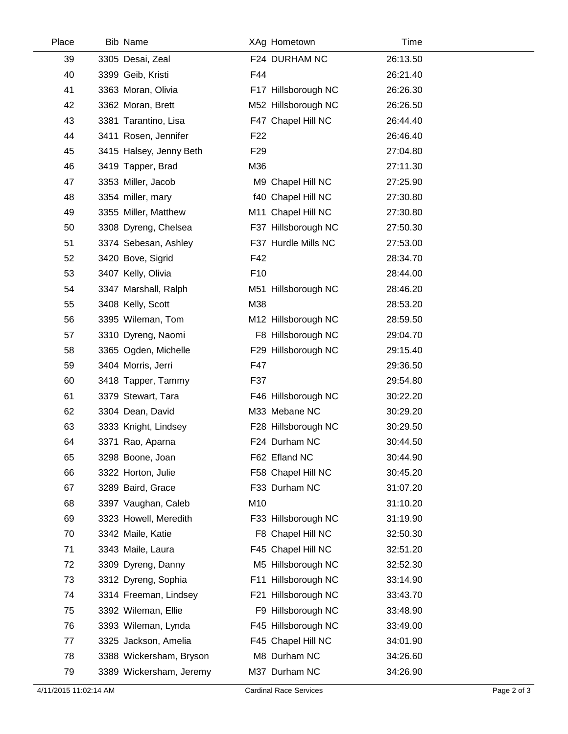| Place | Bib | Name | XAg | Hometown | Time |
|---|---|---|---|---|---|
| 39 | 3305 | Desai, Zeal | F24 | DURHAM NC | 26:13.50 |
| 40 | 3399 | Geib, Kristi | F44 | | 26:21.40 |
| 41 | 3363 | Moran, Olivia | F17 | Hillsborough NC | 26:26.30 |
| 42 | 3362 | Moran, Brett | M52 | Hillsborough NC | 26:26.50 |
| 43 | 3381 | Tarantino, Lisa | F47 | Chapel Hill NC | 26:44.40 |
| 44 | 3411 | Rosen, Jennifer | F22 | | 26:46.40 |
| 45 | 3415 | Halsey, Jenny Beth | F29 | | 27:04.80 |
| 46 | 3419 | Tapper, Brad | M36 | | 27:11.30 |
| 47 | 3353 | Miller, Jacob | M9 | Chapel Hill NC | 27:25.90 |
| 48 | 3354 | miller, mary | f40 | Chapel Hill NC | 27:30.80 |
| 49 | 3355 | Miller, Matthew | M11 | Chapel Hill NC | 27:30.80 |
| 50 | 3308 | Dyreng, Chelsea | F37 | Hillsborough NC | 27:50.30 |
| 51 | 3374 | Sebesan, Ashley | F37 | Hurdle Mills NC | 27:53.00 |
| 52 | 3420 | Bove, Sigrid | F42 | | 28:34.70 |
| 53 | 3407 | Kelly, Olivia | F10 | | 28:44.00 |
| 54 | 3347 | Marshall, Ralph | M51 | Hillsborough NC | 28:46.20 |
| 55 | 3408 | Kelly, Scott | M38 | | 28:53.20 |
| 56 | 3395 | Wileman, Tom | M12 | Hillsborough NC | 28:59.50 |
| 57 | 3310 | Dyreng, Naomi | F8 | Hillsborough NC | 29:04.70 |
| 58 | 3365 | Ogden, Michelle | F29 | Hillsborough NC | 29:15.40 |
| 59 | 3404 | Morris, Jerri | F47 | | 29:36.50 |
| 60 | 3418 | Tapper, Tammy | F37 | | 29:54.80 |
| 61 | 3379 | Stewart, Tara | F46 | Hillsborough NC | 30:22.20 |
| 62 | 3304 | Dean, David | M33 | Mebane NC | 30:29.20 |
| 63 | 3333 | Knight, Lindsey | F28 | Hillsborough NC | 30:29.50 |
| 64 | 3371 | Rao, Aparna | F24 | Durham NC | 30:44.50 |
| 65 | 3298 | Boone, Joan | F62 | Efland NC | 30:44.90 |
| 66 | 3322 | Horton, Julie | F58 | Chapel Hill NC | 30:45.20 |
| 67 | 3289 | Baird, Grace | F33 | Durham NC | 31:07.20 |
| 68 | 3397 | Vaughan, Caleb | M10 | | 31:10.20 |
| 69 | 3323 | Howell, Meredith | F33 | Hillsborough NC | 31:19.90 |
| 70 | 3342 | Maile, Katie | F8 | Chapel Hill NC | 32:50.30 |
| 71 | 3343 | Maile, Laura | F45 | Chapel Hill NC | 32:51.20 |
| 72 | 3309 | Dyreng, Danny | M5 | Hillsborough NC | 32:52.30 |
| 73 | 3312 | Dyreng, Sophia | F11 | Hillsborough NC | 33:14.90 |
| 74 | 3314 | Freeman, Lindsey | F21 | Hillsborough NC | 33:43.70 |
| 75 | 3392 | Wileman, Ellie | F9 | Hillsborough NC | 33:48.90 |
| 76 | 3393 | Wileman, Lynda | F45 | Hillsborough NC | 33:49.00 |
| 77 | 3325 | Jackson, Amelia | F45 | Chapel Hill NC | 34:01.90 |
| 78 | 3388 | Wickersham, Bryson | M8 | Durham NC | 34:26.60 |
| 79 | 3389 | Wickersham, Jeremy | M37 | Durham NC | 34:26.90 |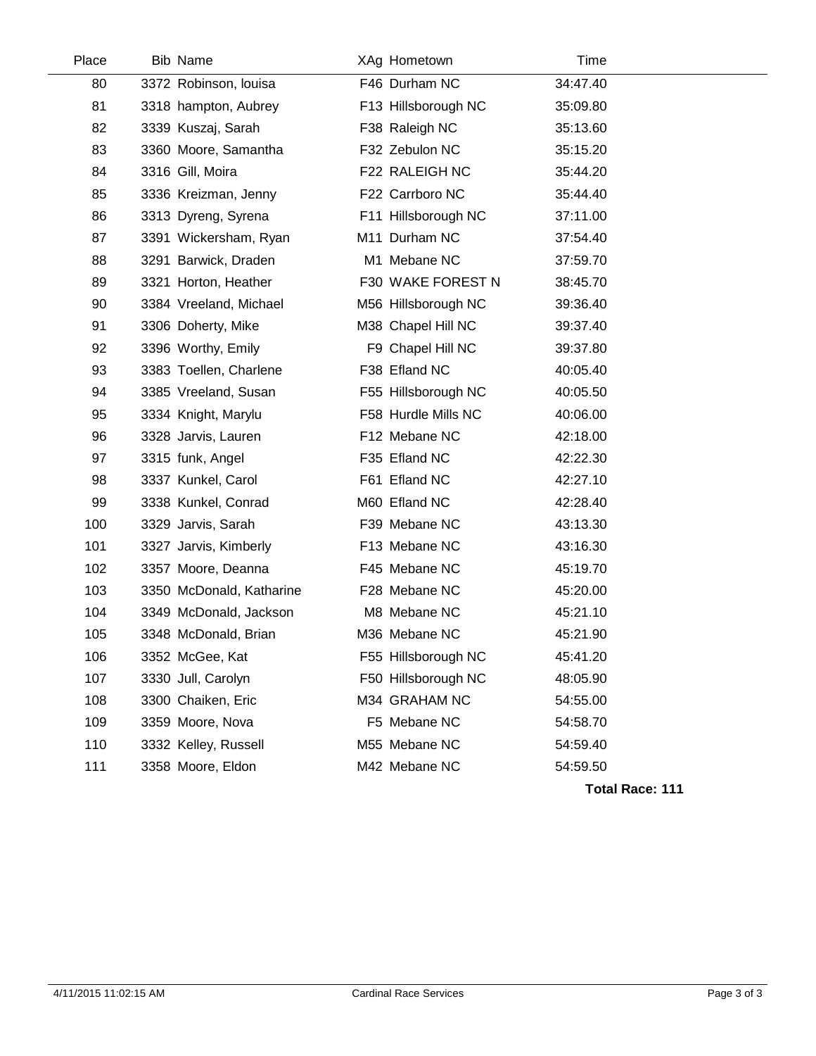| Place | Bib | Name | XAg | Hometown | Time |
|---|---|---|---|---|---|
| 80 | 3372 | Robinson, louisa | F46 | Durham NC | 34:47.40 |
| 81 | 3318 | hampton, Aubrey | F13 | Hillsborough NC | 35:09.80 |
| 82 | 3339 | Kuszaj, Sarah | F38 | Raleigh NC | 35:13.60 |
| 83 | 3360 | Moore, Samantha | F32 | Zebulon NC | 35:15.20 |
| 84 | 3316 | Gill, Moira | F22 | RALEIGH NC | 35:44.20 |
| 85 | 3336 | Kreizman, Jenny | F22 | Carrboro NC | 35:44.40 |
| 86 | 3313 | Dyreng, Syrena | F11 | Hillsborough NC | 37:11.00 |
| 87 | 3391 | Wickersham, Ryan | M11 | Durham NC | 37:54.40 |
| 88 | 3291 | Barwick, Draden | M1 | Mebane NC | 37:59.70 |
| 89 | 3321 | Horton, Heather | F30 | WAKE FOREST N | 38:45.70 |
| 90 | 3384 | Vreeland, Michael | M56 | Hillsborough NC | 39:36.40 |
| 91 | 3306 | Doherty, Mike | M38 | Chapel Hill NC | 39:37.40 |
| 92 | 3396 | Worthy, Emily | F9 | Chapel Hill NC | 39:37.80 |
| 93 | 3383 | Toellen, Charlene | F38 | Efland NC | 40:05.40 |
| 94 | 3385 | Vreeland, Susan | F55 | Hillsborough NC | 40:05.50 |
| 95 | 3334 | Knight, Marylu | F58 | Hurdle Mills NC | 40:06.00 |
| 96 | 3328 | Jarvis, Lauren | F12 | Mebane NC | 42:18.00 |
| 97 | 3315 | funk, Angel | F35 | Efland NC | 42:22.30 |
| 98 | 3337 | Kunkel, Carol | F61 | Efland NC | 42:27.10 |
| 99 | 3338 | Kunkel, Conrad | M60 | Efland NC | 42:28.40 |
| 100 | 3329 | Jarvis, Sarah | F39 | Mebane NC | 43:13.30 |
| 101 | 3327 | Jarvis, Kimberly | F13 | Mebane NC | 43:16.30 |
| 102 | 3357 | Moore, Deanna | F45 | Mebane NC | 45:19.70 |
| 103 | 3350 | McDonald, Katharine | F28 | Mebane NC | 45:20.00 |
| 104 | 3349 | McDonald, Jackson | M8 | Mebane NC | 45:21.10 |
| 105 | 3348 | McDonald, Brian | M36 | Mebane NC | 45:21.90 |
| 106 | 3352 | McGee, Kat | F55 | Hillsborough NC | 45:41.20 |
| 107 | 3330 | Jull, Carolyn | F50 | Hillsborough NC | 48:05.90 |
| 108 | 3300 | Chaiken, Eric | M34 | GRAHAM NC | 54:55.00 |
| 109 | 3359 | Moore, Nova | F5 | Mebane NC | 54:58.70 |
| 110 | 3332 | Kelley, Russell | M55 | Mebane NC | 54:59.40 |
| 111 | 3358 | Moore, Eldon | M42 | Mebane NC | 54:59.50 |

**Total Race: 111**